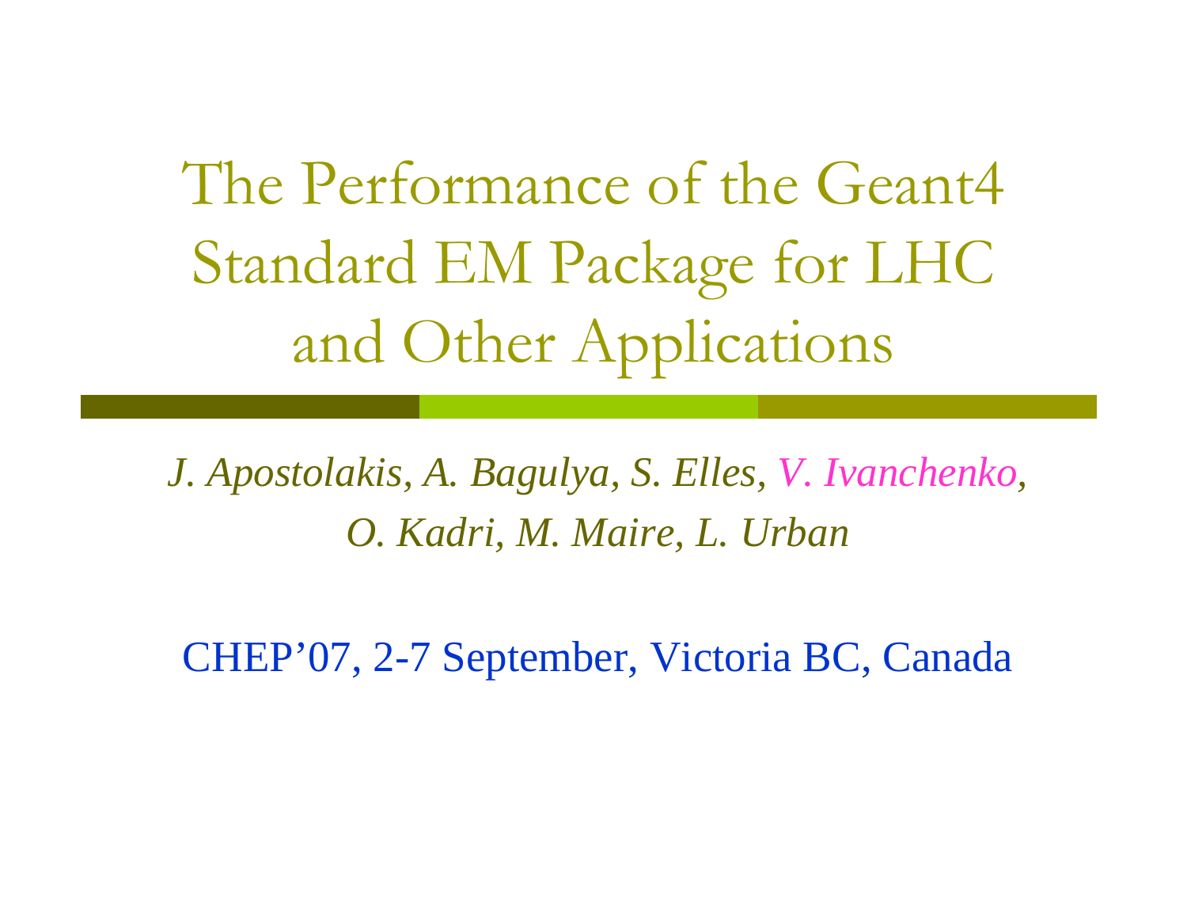# The Performance of the Geant4 Standard EM Package for LHC and Other Applications

*J. Apostolakis, A. Bagulya, S. Elles, V. Ivanchenko, O. Kadri, M. Maire, L. Urban*

CHEP'07, 2-7 September, Victoria BC, Canada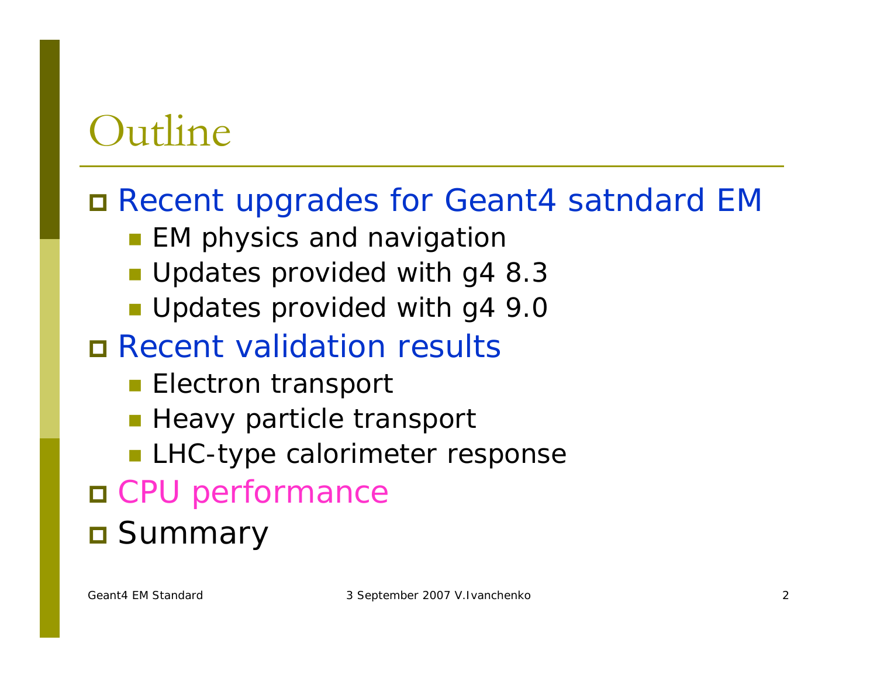# Outline

- Recent upgrades for Geant4 satndard EM
  - EM physics and navigation
  - Updates provided with g4 8.3
  - Updates provided with g4 9.0
- Recent validation results
  - Electron transport
  - Heavy particle transport
  - LHC-type calorimeter response
- CPU performance
- Summary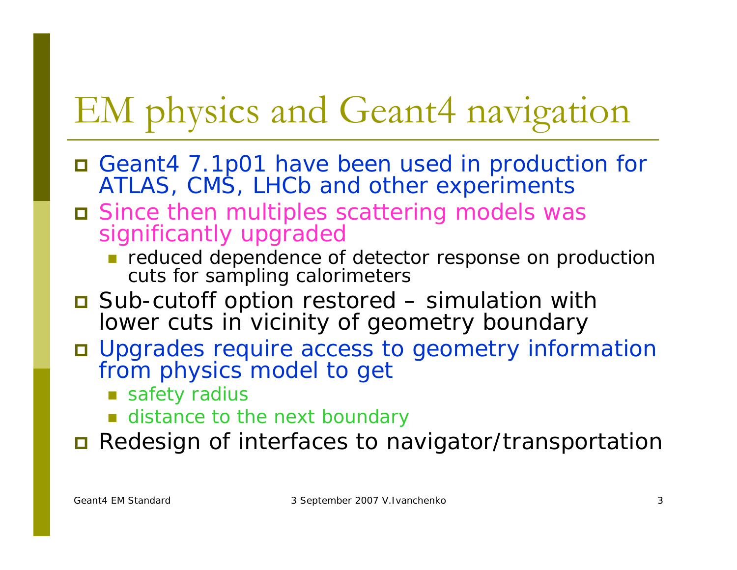# EM physics and Geant4 navigation

- Geant4 7.1p01 have been used in production for ATLAS, CMS, LHCb and other experiments
- Since then multiples scattering models was significantly upgraded
  - reduced dependence of detector response on production cuts for sampling calorimeters
- Sub-cutoff option restored – simulation with lower cuts in vicinity of geometry boundary
- Upgrades require access to geometry information from physics model to get
  - safety radius
  - distance to the next boundary
- Redesign of interfaces to navigator/transportation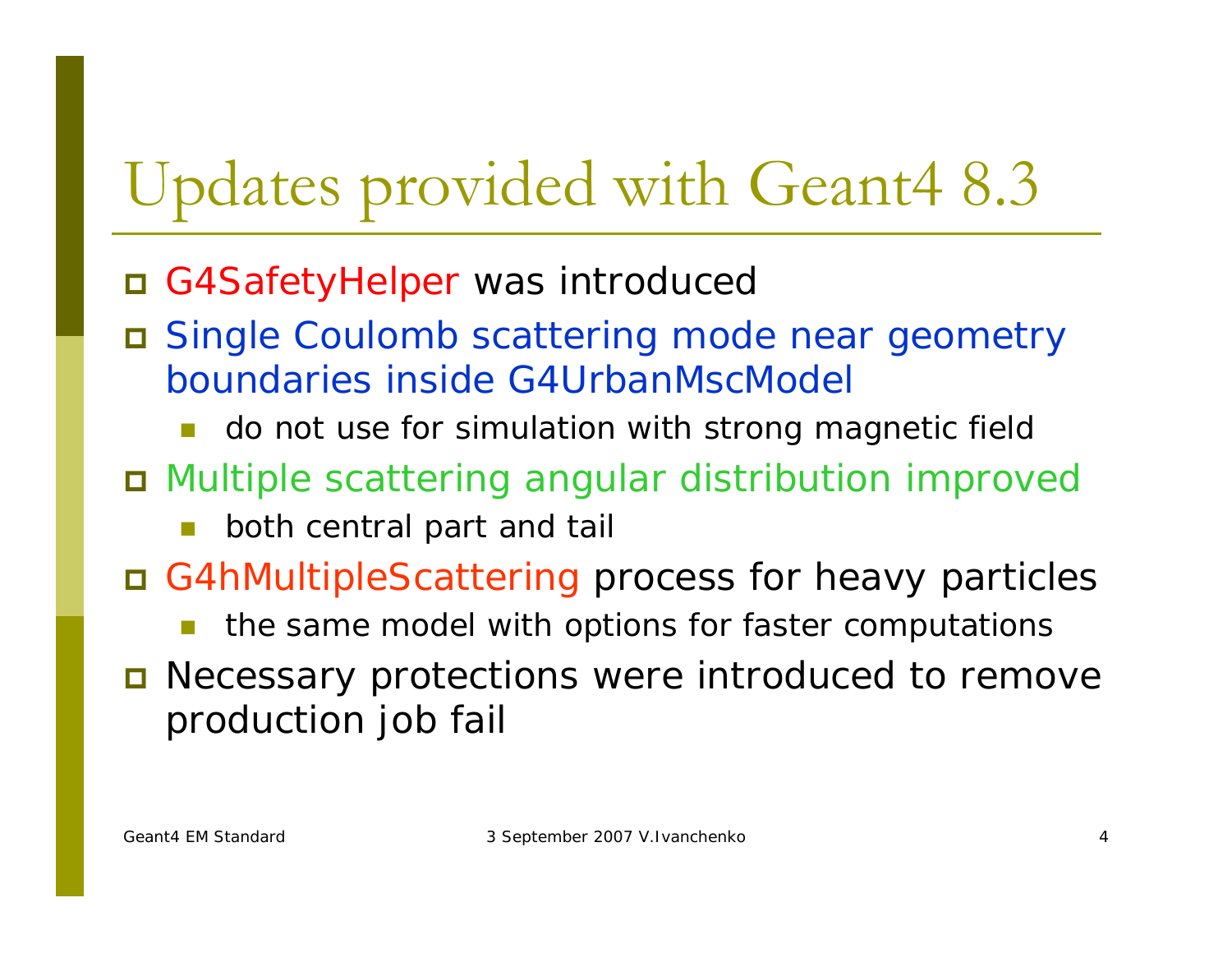# Updates provided with Geant4 8.3

- G4SafetyHelper was introduced
- Single Coulomb scattering mode near geometry boundaries inside G4UrbanMscModel
  - do not use for simulation with strong magnetic field
- Multiple scattering angular distribution improved
  - both central part and tail
- G4hMultipleScattering process for heavy particles
  - the same model with options for faster computations
- Necessary protections were introduced to remove production job fail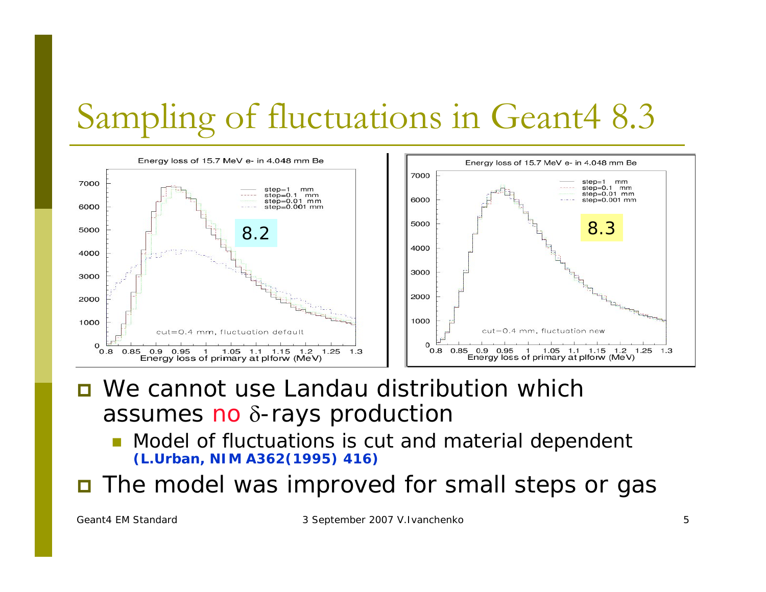# Sampling of fluctuations in Geant4 8.3

Energy loss of 15.7 MeV e- in 4.048 mm Be

- step=1 mm
- step=0.1 mm
- step=0.01 mm
- step=0.001 mm

8.2

cut=0.4 mm, fluctuation default

Energy loss of primary at plforw (MeV)

Energy loss of 15.7 MeV e- in 4.048 mm Be

- step=1 mm
- step=0.1 mm
- step=0.01 mm
- step=0.001 mm

8.3

cut=0.4 mm, fluctuation new

Energy loss of primary at plforw (MeV)

- We cannot use Landau distribution which assumes no $\delta$-rays production
  - Model of fluctuations is cut and material dependent **(L.Urban, NIM A362(1995) 416)**
- The model was improved for small steps or gas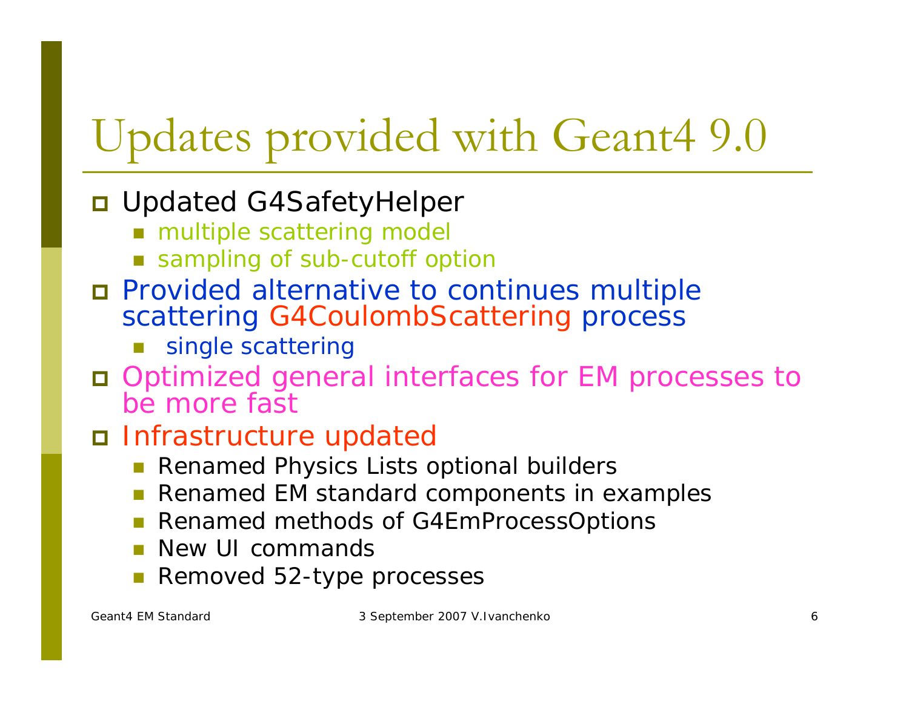# Updates provided with Geant4 9.0

- Updated G4SafetyHelper
  - multiple scattering model
  - sampling of sub-cutoff option
- Provided alternative to continues multiple scattering G4CoulombScattering process
  - single scattering
- Optimized general interfaces for EM processes to be more fast
- Infrastructure updated
  - Renamed Physics Lists optional builders
  - Renamed EM standard components in examples
  - Renamed methods of G4EmProcessOptions
  - New UI commands
  - Removed 52-type processes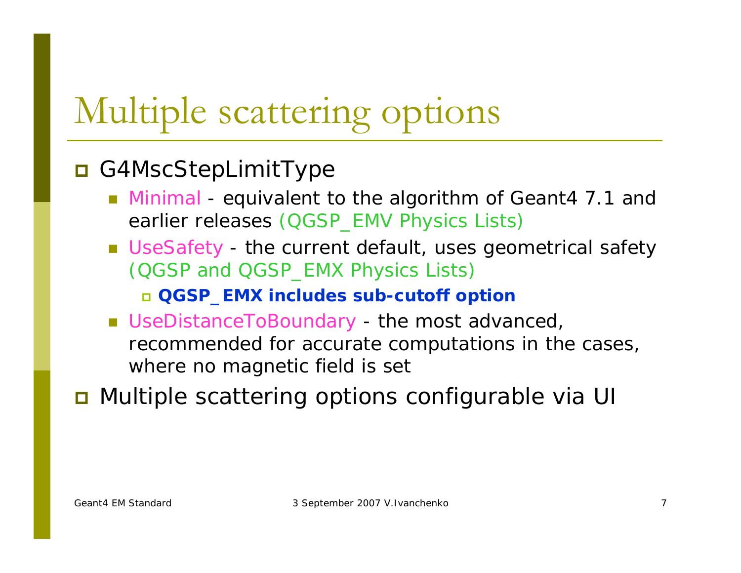# Multiple scattering options

- G4MscStepLimitType
  - Minimal - equivalent to the algorithm of Geant4 7.1 and earlier releases (QGSP_EMV Physics Lists)
  - UseSafety - the current default, uses geometrical safety (QGSP and QGSP_EMX Physics Lists)
    - **QGSP_EMX includes sub-cutoff option**
  - UseDistanceToBoundary - the most advanced, recommended for accurate computations in the cases, where no magnetic field is set
- Multiple scattering options configurable via UI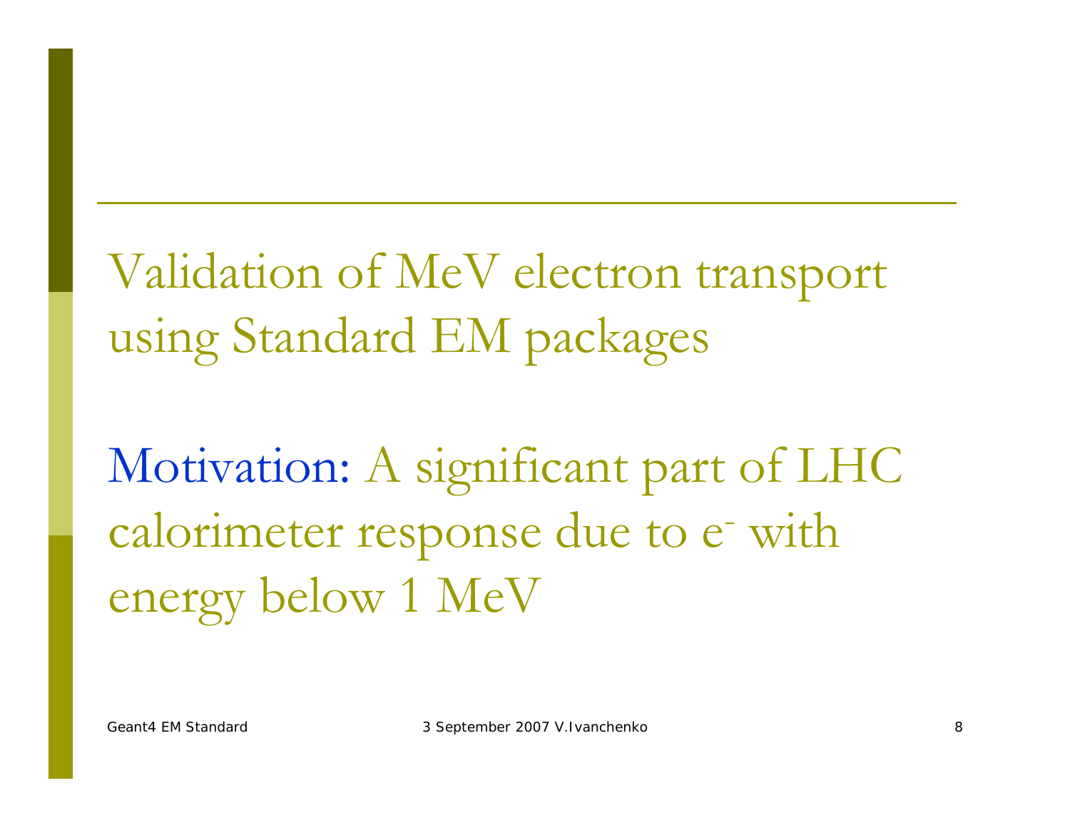# Validation of MeV electron transport using Standard EM packages

Motivation: A significant part of LHC calorimeter response due to $e^-$ with energy below 1 MeV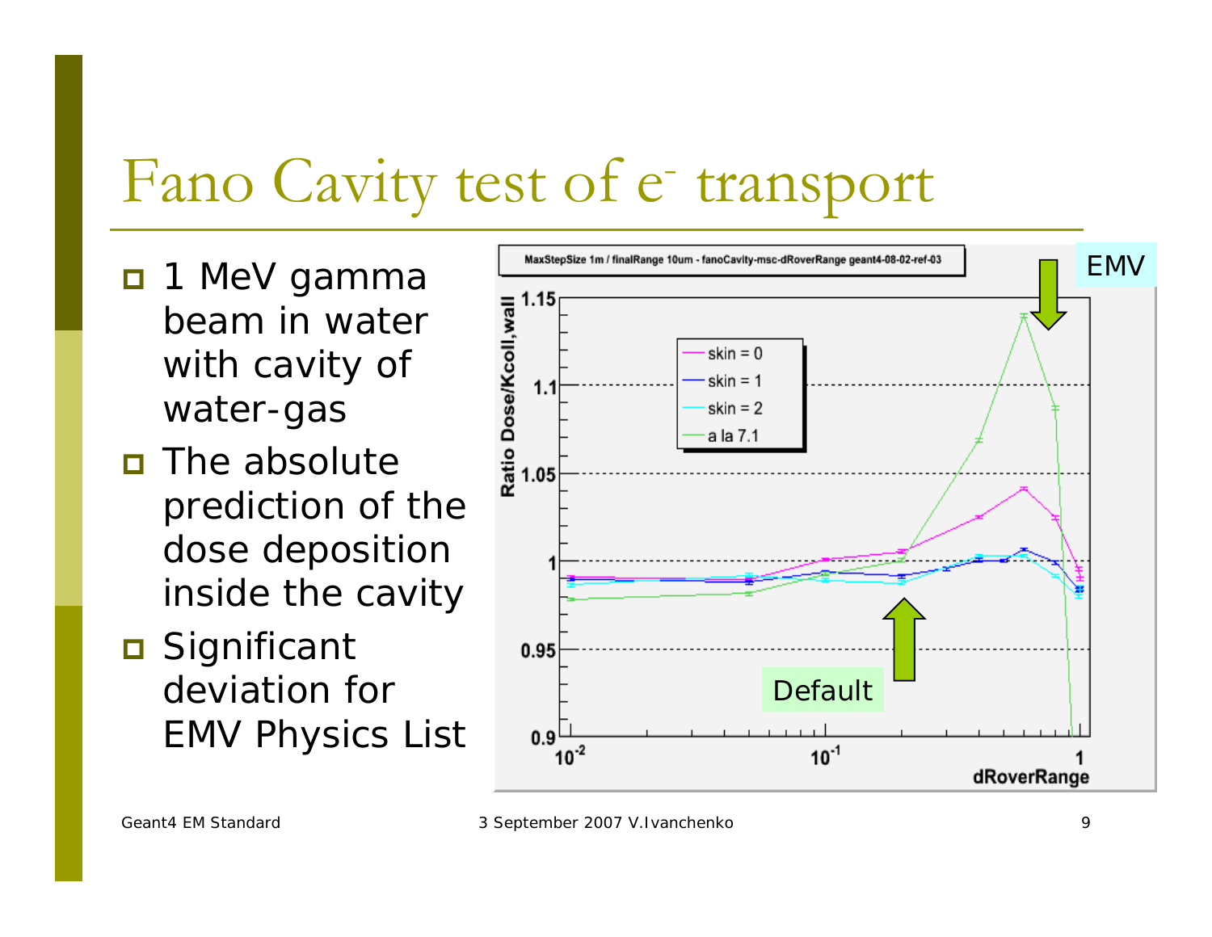# Fano Cavity test of e$^-$ transport

- 1 MeV gamma beam in water with cavity of water-gas
- The absolute prediction of the dose deposition inside the cavity
- Significant deviation for EMV Physics List

MaxStepSize 1m / finalRange 10um - fanoCavity-msc-dRoverRange geant4-08-02-ref-03

EMV

Default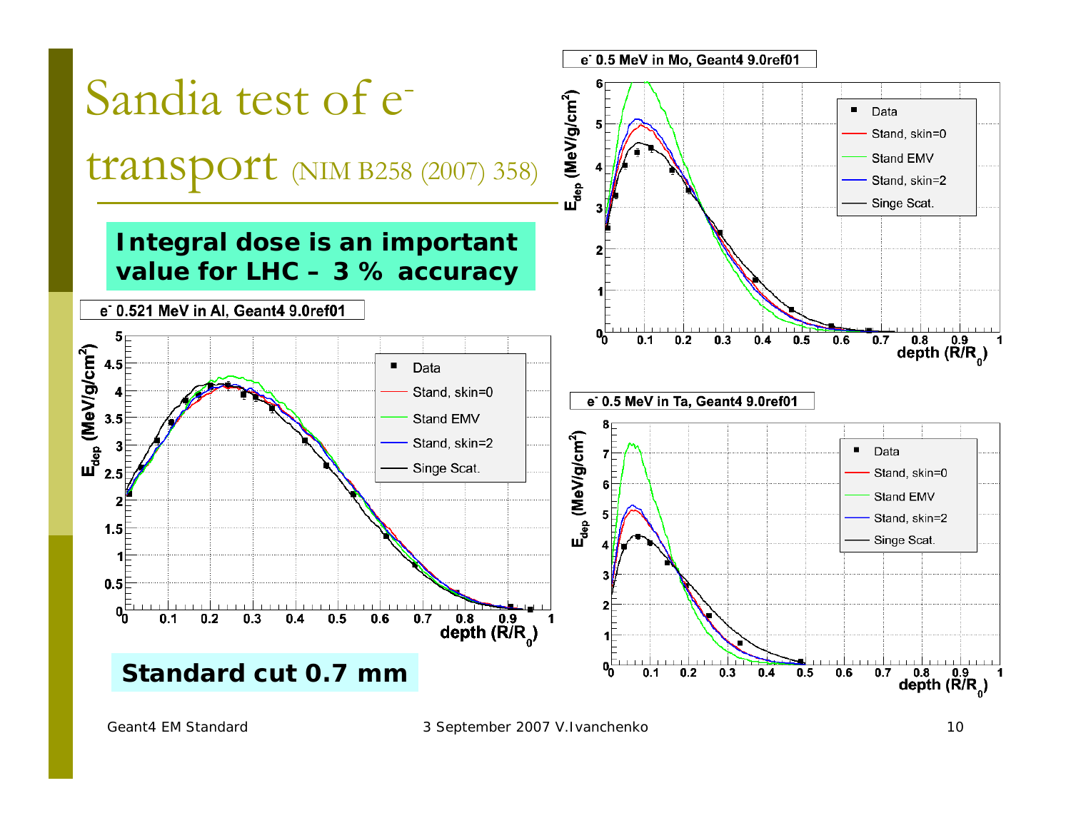# Sandia test of $e^-$ transport (NIM B258 (2007) 358)

**Integral dose is an important value for LHC – 3 % accuracy**

$e^-$ 0.521 MeV in Al, Geant4 9.0ref01

$e^-$ 0.5 MeV in Mo, Geant4 9.0ref01

$e^-$ 0.5 MeV in Ta, Geant4 9.0ref01

**Standard cut 0.7 mm**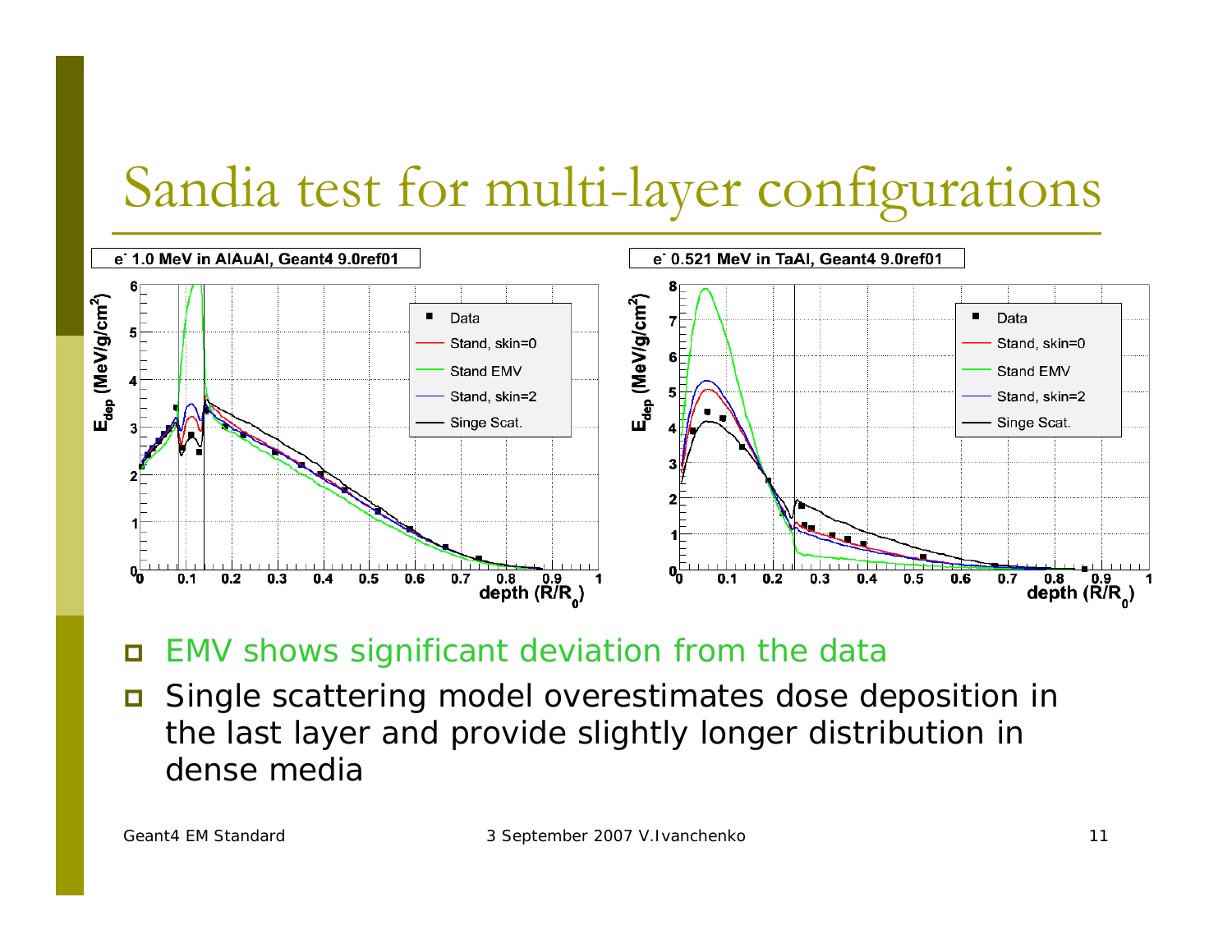# Sandia test for multi-layer configurations

- EMV shows significant deviation from the data
- Single scattering model overestimates dose deposition in the last layer and provide slightly longer distribution in dense media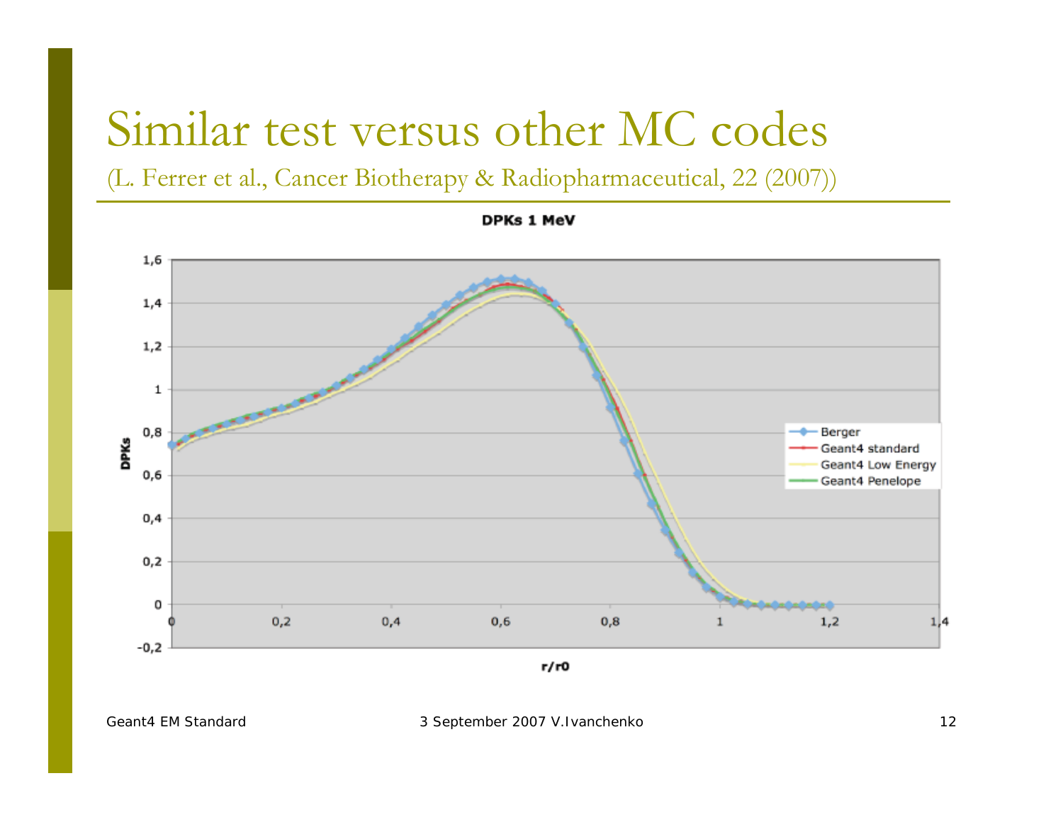# Similar test versus other MC codes

(L. Ferrer et al., Cancer Biotherapy & Radiopharmaceutical, 22 (2007))

**DPKs 1 MeV**

Legend: Berger, Geant4 standard, Geant4 Low Energy, Geant4 Penelope

Y-axis: DPKs (-0,2 to 1,6)

X-axis: r/r0 (0 to 1,4)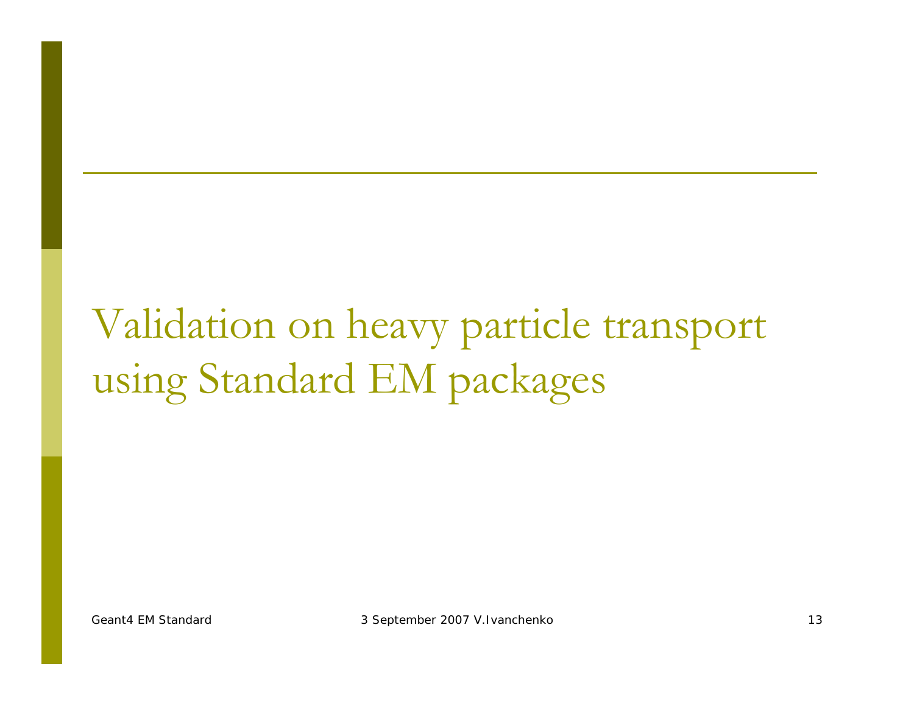# Validation on heavy particle transport using Standard EM packages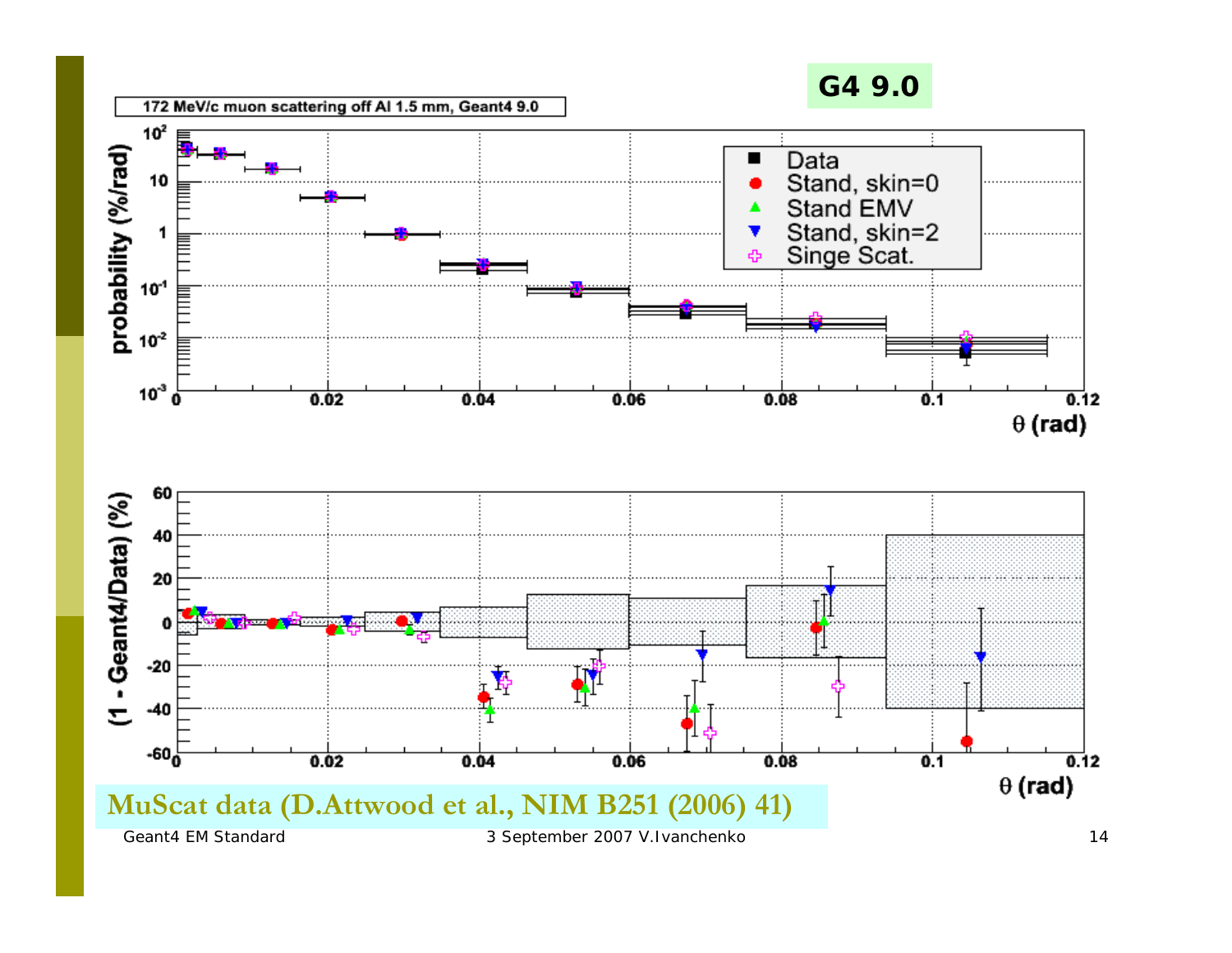**G4 9.0**

**MuScat data (D.Attwood et al., NIM B251 (2006) 41)**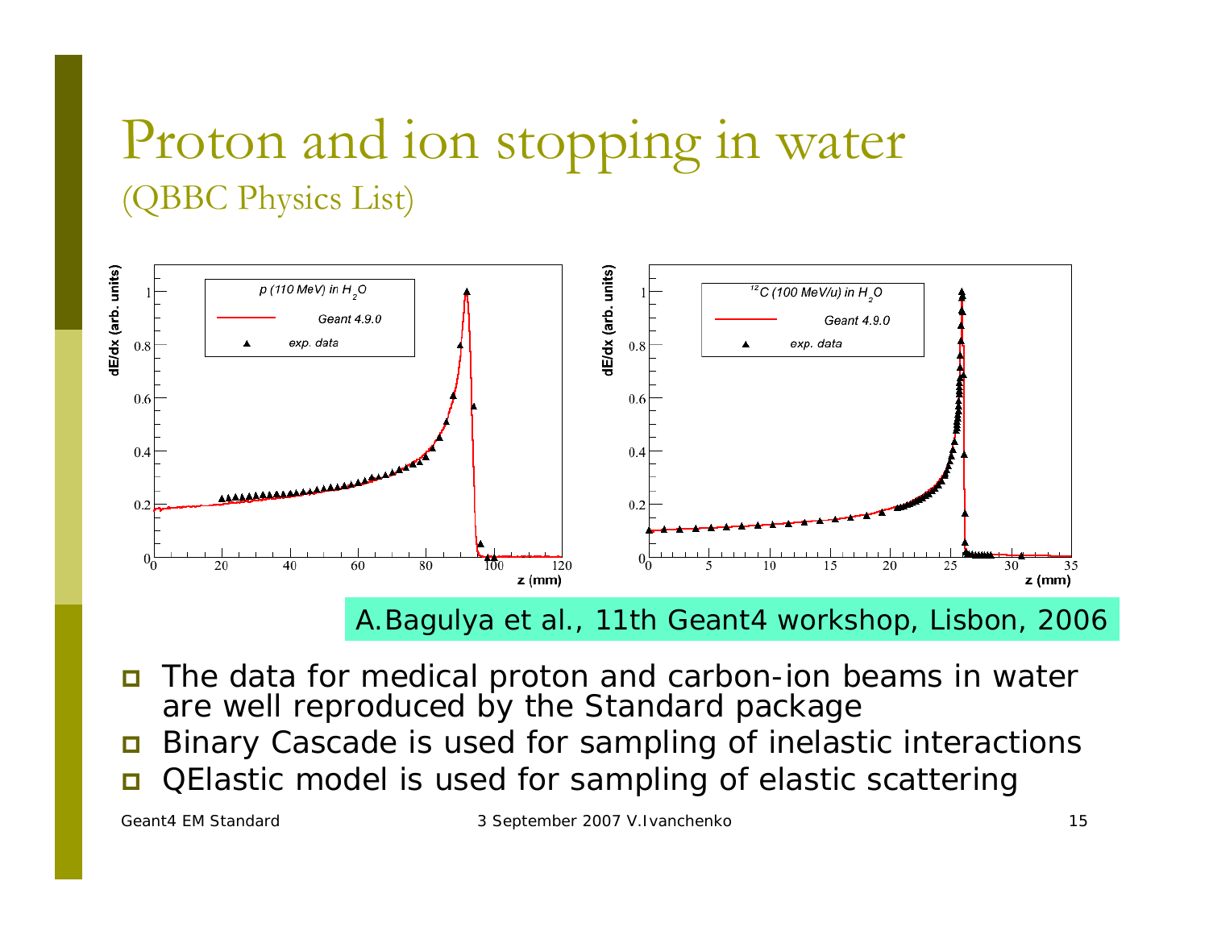# Proton and ion stopping in water

(QBBC Physics List)

A.Bagulya et al., 11th Geant4 workshop, Lisbon, 2006

- The data for medical proton and carbon-ion beams in water are well reproduced by the Standard package
- Binary Cascade is used for sampling of inelastic interactions
- QElastic model is used for sampling of elastic scattering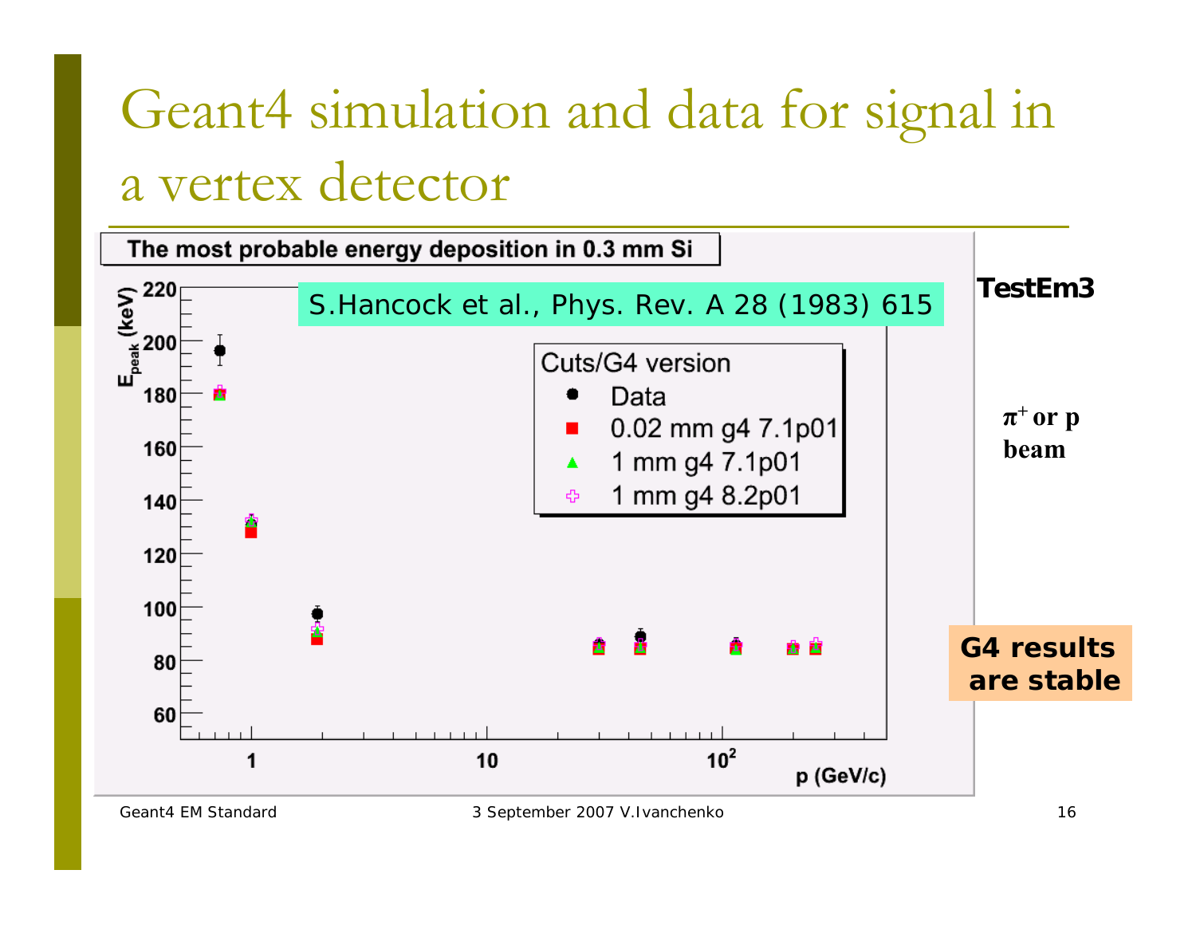# Geant4 simulation and data for signal in a vertex detector

**The most probable energy deposition in 0.3 mm Si**

S.Hancock et al., Phys. Rev. A 28 (1983) 615

Cuts/G4 version
- Data
- 0.02 mm g4 7.1p01
- 1 mm g4 7.1p01
- 1 mm g4 8.2p01

$E_{peak}$ (keV)

p (GeV/c)

**TestEm3**

**$\pi^+$ or p beam**

**G4 results are stable**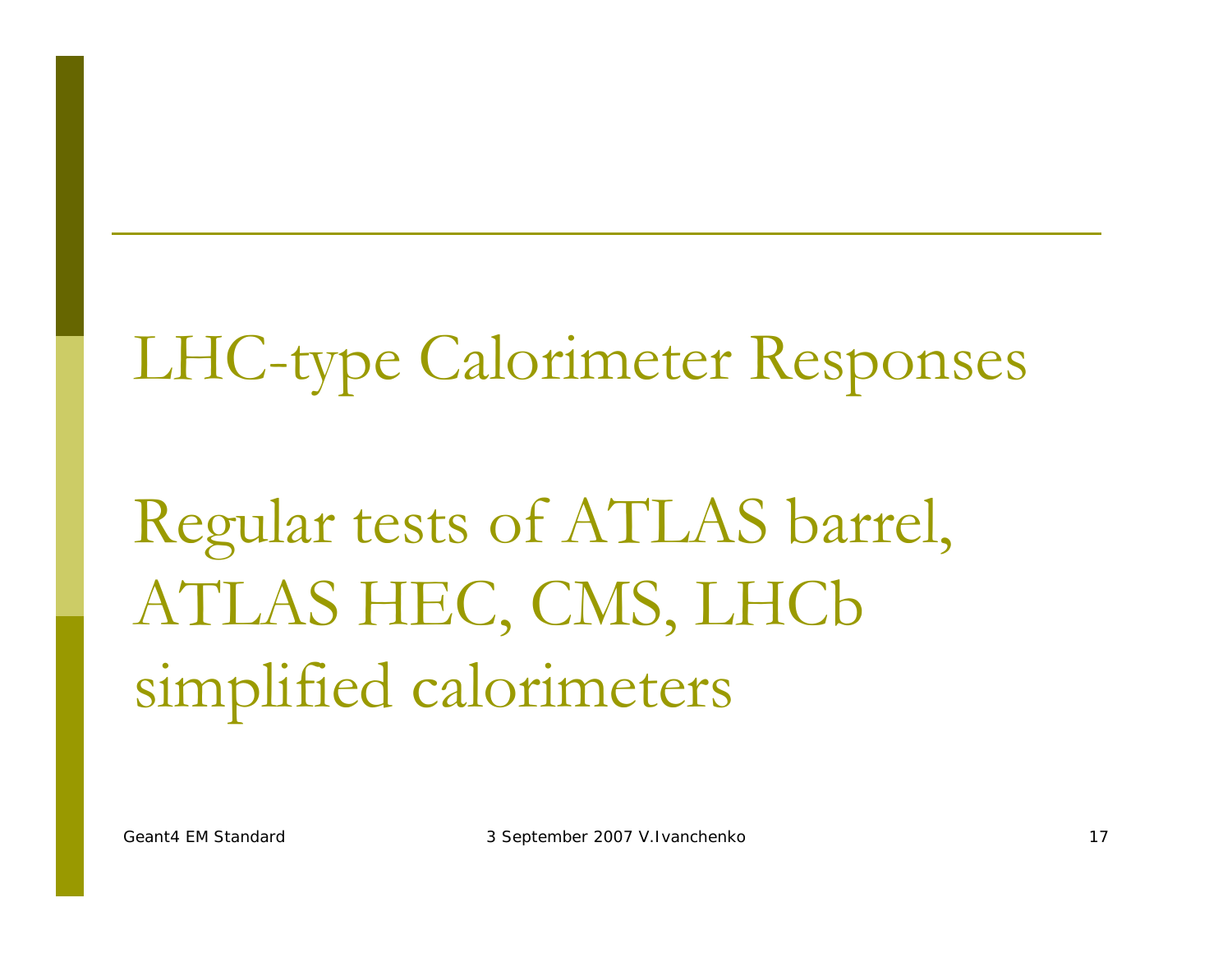# LHC-type Calorimeter Responses

Regular tests of ATLAS barrel, ATLAS HEC, CMS, LHCb simplified calorimeters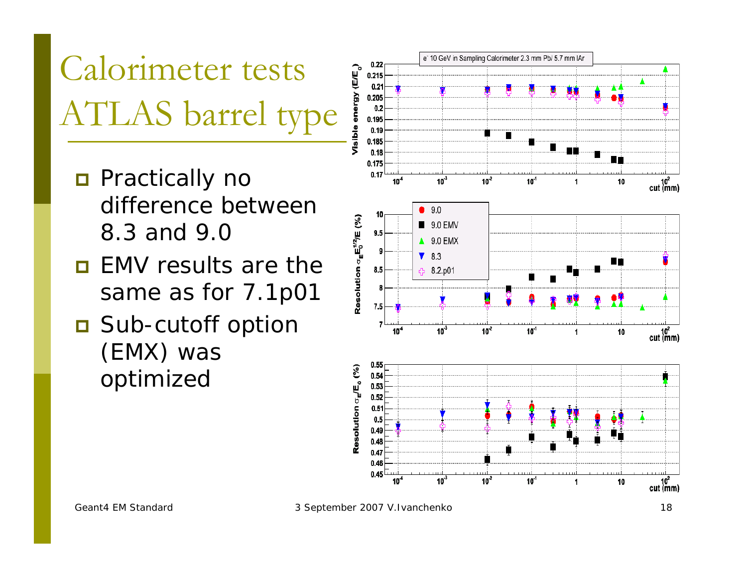# Calorimeter tests ATLAS barrel type

- Practically no difference between 8.3 and 9.0
- EMV results are the same as for 7.1p01
- Sub-cutoff option (EMX) was optimized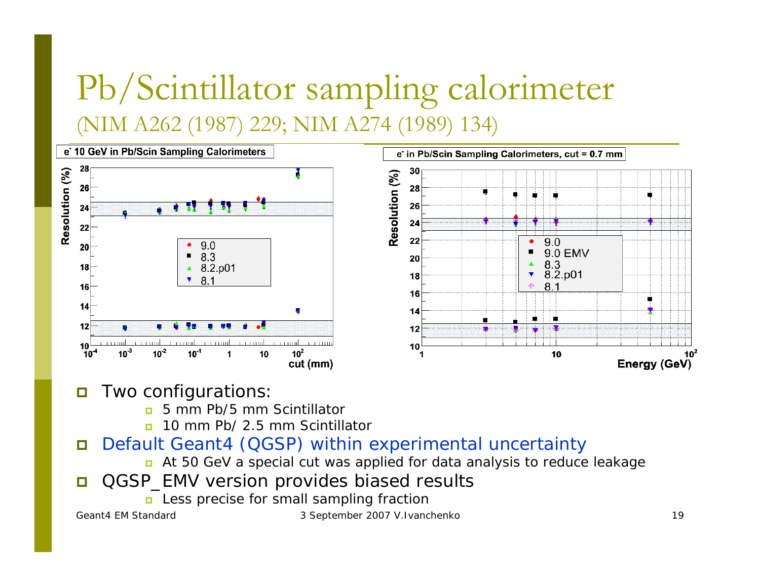# Pb/Scintillator sampling calorimeter

(NIM A262 (1987) 229; NIM A274 (1989) 134)

- Two configurations:
  - 5 mm Pb/5 mm Scintillator
  - 10 mm Pb/ 2.5 mm Scintillator
- Default Geant4 (QGSP) within experimental uncertainty
  - At 50 GeV a special cut was applied for data analysis to reduce leakage
- QGSP_EMV version provides biased results
  - Less precise for small sampling fraction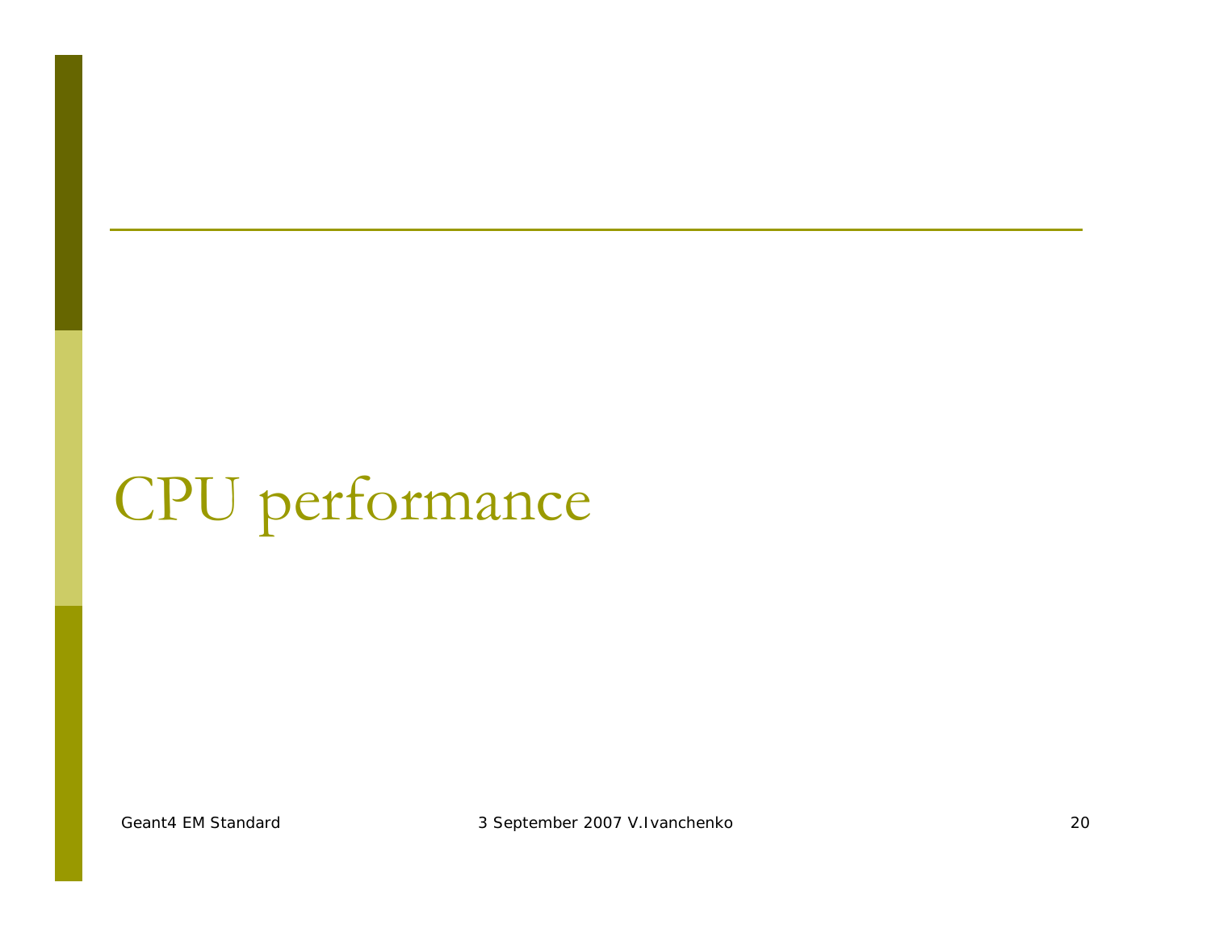# CPU performance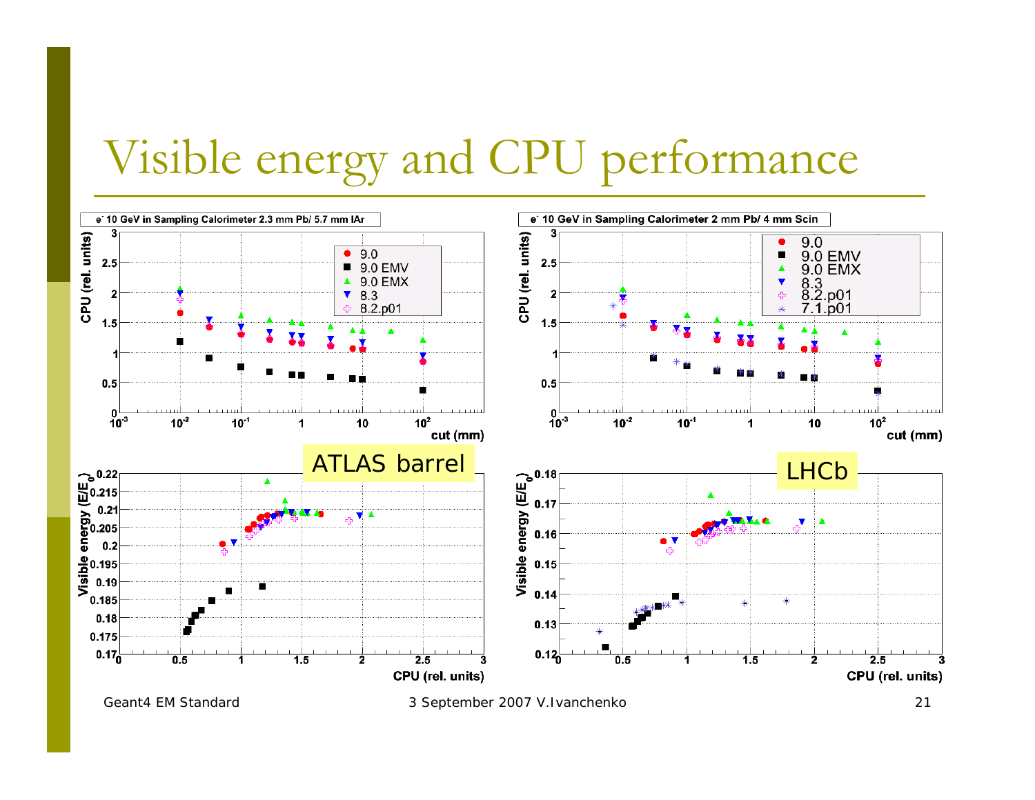# Visible energy and CPU performance

e⁻ 10 GeV in Sampling Calorimeter 2.3 mm Pb/ 5.7 mm lAr

e⁻ 10 GeV in Sampling Calorimeter 2 mm Pb/ 4 mm Scin

ATLAS barrel

LHCb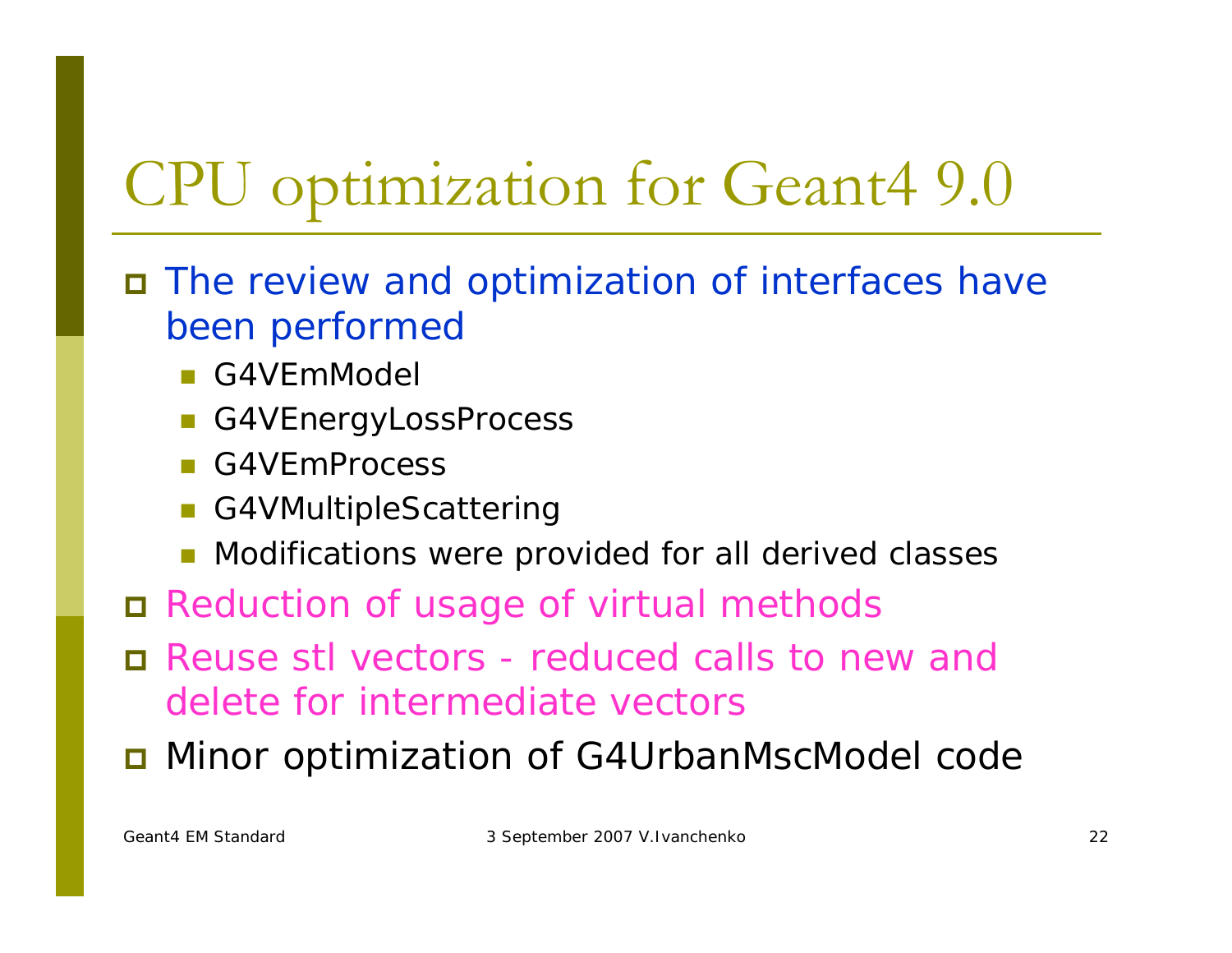# CPU optimization for Geant4 9.0

- The review and optimization of interfaces have been performed
  - G4VEmModel
  - G4VEnergyLossProcess
  - G4VEmProcess
  - G4VMultipleScattering
  - Modifications were provided for all derived classes
- Reduction of usage of virtual methods
- Reuse stl vectors - reduced calls to new and delete for intermediate vectors
- Minor optimization of G4UrbanMscModel code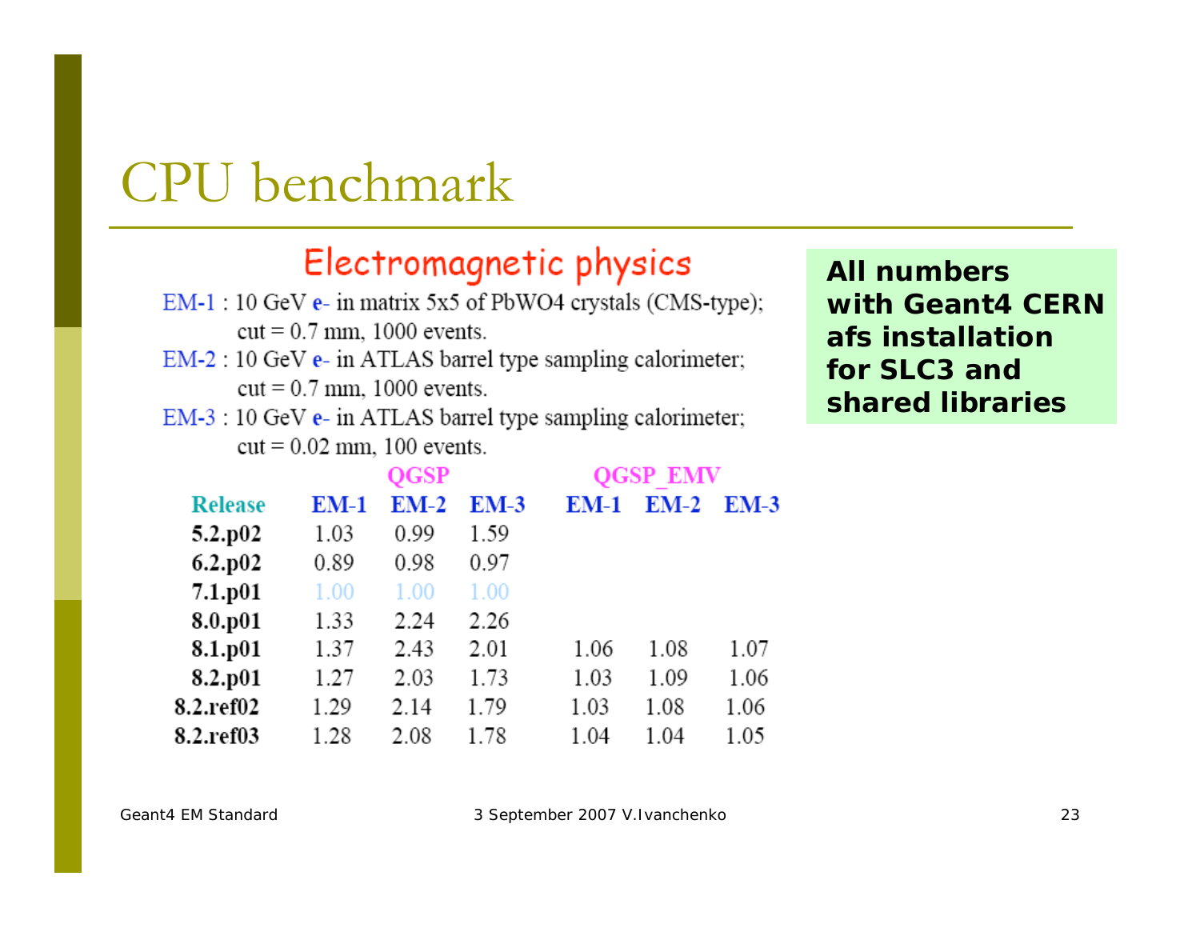# CPU benchmark

## Electromagnetic physics

EM-1 : 10 GeV e- in matrix 5x5 of $PbWO_4$ crystals (CMS-type); cut = 0.7 mm, 1000 events.

EM-2 : 10 GeV e- in ATLAS barrel type sampling calorimeter; cut = 0.7 mm, 1000 events.

EM-3 : 10 GeV e- in ATLAS barrel type sampling calorimeter; cut = 0.02 mm, 100 events.

**All numbers with Geant4 CERN afs installation for SLC3 and shared libraries**

| | QGSP | | | QGSP_EMV | | |
|---|---|---|---|---|---|---|
| **Release** | **EM-1** | **EM-2** | **EM-3** | **EM-1** | **EM-2** | **EM-3** |
| **5.2.p02** | 1.03 | 0.99 | 1.59 | | | |
| **6.2.p02** | 0.89 | 0.98 | 0.97 | | | |
| **7.1.p01** | 1.00 | 1.00 | 1.00 | | | |
| **8.0.p01** | 1.33 | 2.24 | 2.26 | | | |
| **8.1.p01** | 1.37 | 2.43 | 2.01 | 1.06 | 1.08 | 1.07 |
| **8.2.p01** | 1.27 | 2.03 | 1.73 | 1.03 | 1.09 | 1.06 |
| **8.2.ref02** | 1.29 | 2.14 | 1.79 | 1.03 | 1.08 | 1.06 |
| **8.2.ref03** | 1.28 | 2.08 | 1.78 | 1.04 | 1.04 | 1.05 |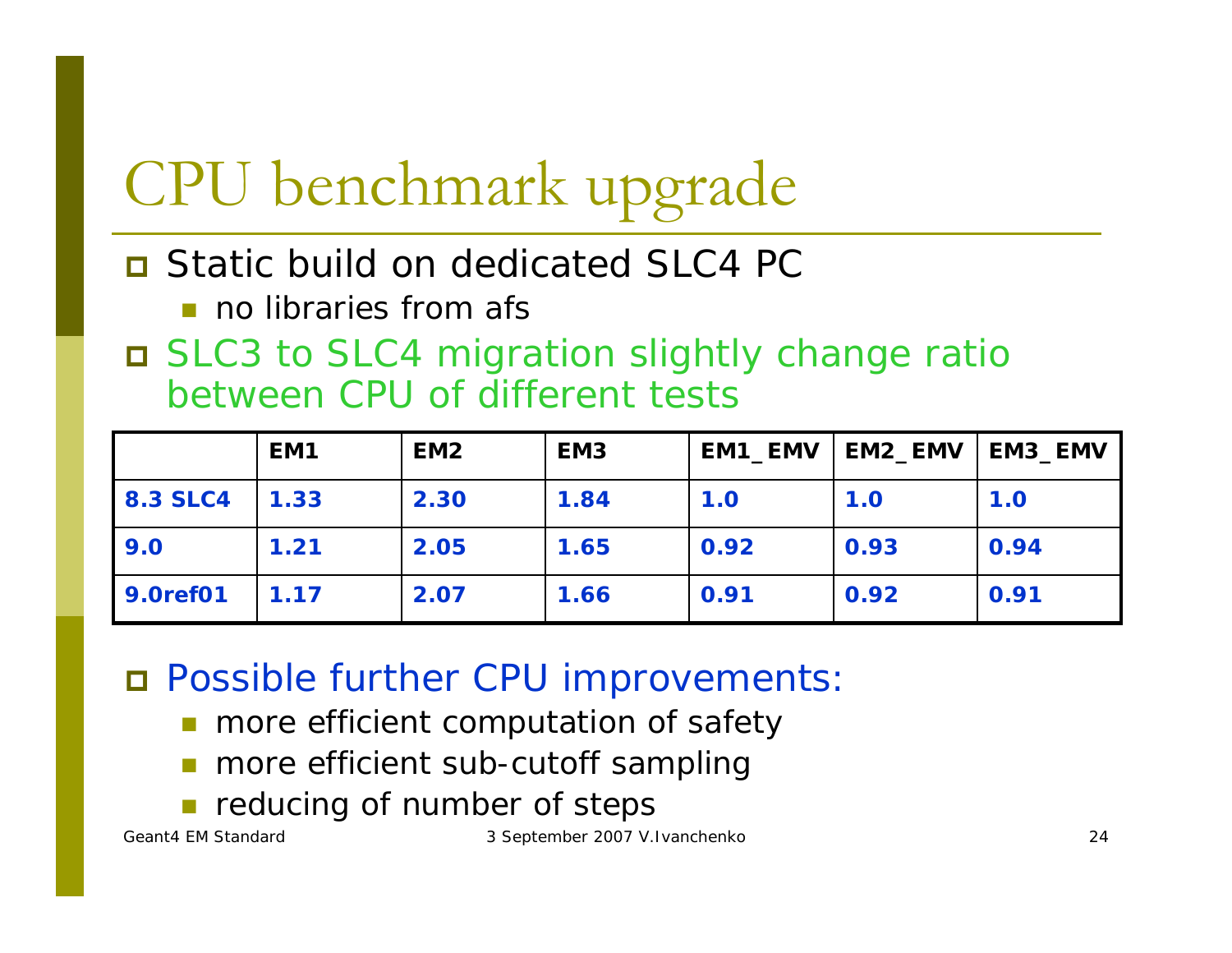# CPU benchmark upgrade

- Static build on dedicated SLC4 PC
  - no libraries from afs
- SLC3 to SLC4 migration slightly change ratio between CPU of different tests

| | EM1 | EM2 | EM3 | EM1_EMV | EM2_EMV | EM3_EMV |
|---|---|---|---|---|---|---|
| 8.3 SLC4 | 1.33 | 2.30 | 1.84 | 1.0 | 1.0 | 1.0 |
| 9.0 | 1.21 | 2.05 | 1.65 | 0.92 | 0.93 | 0.94 |
| 9.0ref01 | 1.17 | 2.07 | 1.66 | 0.91 | 0.92 | 0.91 |

- Possible further CPU improvements:
  - more efficient computation of safety
  - more efficient sub-cutoff sampling
  - reducing of number of steps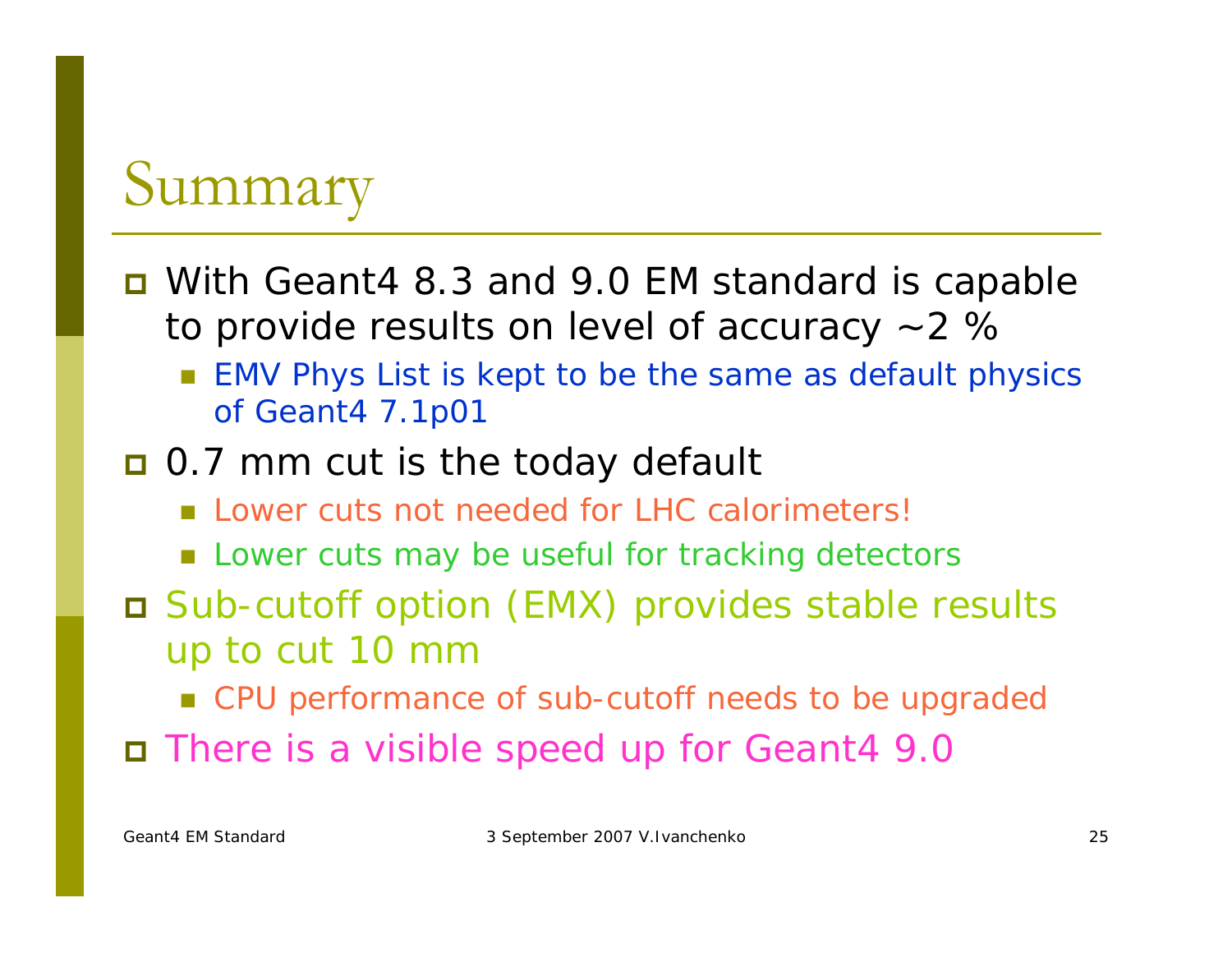# Summary

- With Geant4 8.3 and 9.0 EM standard is capable to provide results on level of accuracy ~2 %
  - EMV Phys List is kept to be the same as default physics of Geant4 7.1p01
- 0.7 mm cut is the today default
  - Lower cuts not needed for LHC calorimeters!
  - Lower cuts may be useful for tracking detectors
- Sub-cutoff option (EMX) provides stable results up to cut 10 mm
  - CPU performance of sub-cutoff needs to be upgraded
- There is a visible speed up for Geant4 9.0